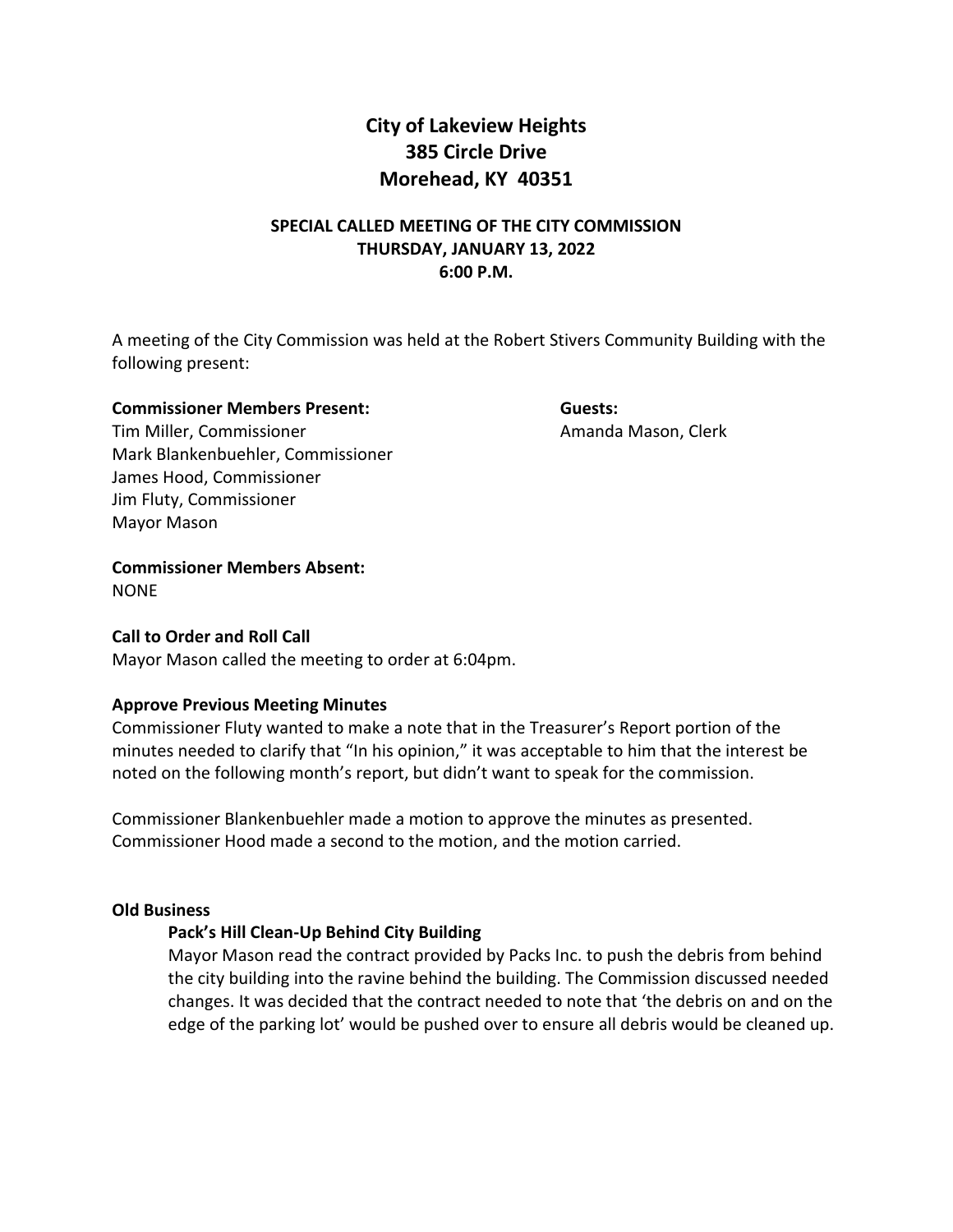# City of Lakeview Heights
# 385 Circle Drive
# Morehead, KY 40351

## SPECIAL CALLED MEETING OF THE CITY COMMISSION
## THURSDAY, JANUARY 13, 2022
## 6:00 P.M.

A meeting of the City Commission was held at the Robert Stivers Community Building with the following present:

**Commissioner Members Present:**
Tim Miller, Commissioner
Mark Blankenbuehler, Commissioner
James Hood, Commissioner
Jim Fluty, Commissioner
Mayor Mason

**Guests:**
Amanda Mason, Clerk

**Commissioner Members Absent:**
NONE

**Call to Order and Roll Call**
Mayor Mason called the meeting to order at 6:04pm.

**Approve Previous Meeting Minutes**
Commissioner Fluty wanted to make a note that in the Treasurer's Report portion of the minutes needed to clarify that "In his opinion," it was acceptable to him that the interest be noted on the following month's report, but didn't want to speak for the commission.

Commissioner Blankenbuehler made a motion to approve the minutes as presented. Commissioner Hood made a second to the motion, and the motion carried.

**Old Business**

**Pack's Hill Clean-Up Behind City Building**
Mayor Mason read the contract provided by Packs Inc. to push the debris from behind the city building into the ravine behind the building. The Commission discussed needed changes. It was decided that the contract needed to note that 'the debris on and on the edge of the parking lot' would be pushed over to ensure all debris would be cleaned up.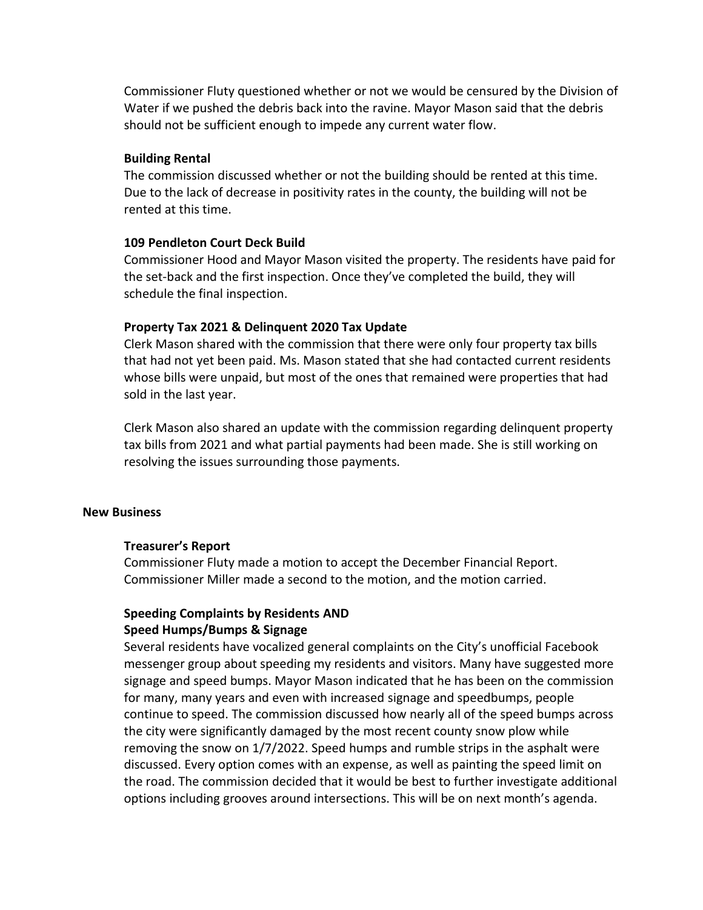Commissioner Fluty questioned whether or not we would be censured by the Division of Water if we pushed the debris back into the ravine. Mayor Mason said that the debris should not be sufficient enough to impede any current water flow.

**Building Rental**

The commission discussed whether or not the building should be rented at this time. Due to the lack of decrease in positivity rates in the county, the building will not be rented at this time.

**109 Pendleton Court Deck Build**

Commissioner Hood and Mayor Mason visited the property. The residents have paid for the set-back and the first inspection. Once they've completed the build, they will schedule the final inspection.

**Property Tax 2021 & Delinquent 2020 Tax Update**

Clerk Mason shared with the commission that there were only four property tax bills that had not yet been paid. Ms. Mason stated that she had contacted current residents whose bills were unpaid, but most of the ones that remained were properties that had sold in the last year.

Clerk Mason also shared an update with the commission regarding delinquent property tax bills from 2021 and what partial payments had been made. She is still working on resolving the issues surrounding those payments.

**New Business**

**Treasurer's Report**

Commissioner Fluty made a motion to accept the December Financial Report. Commissioner Miller made a second to the motion, and the motion carried.

**Speeding Complaints by Residents AND**
**Speed Humps/Bumps & Signage**

Several residents have vocalized general complaints on the City's unofficial Facebook messenger group about speeding my residents and visitors. Many have suggested more signage and speed bumps. Mayor Mason indicated that he has been on the commission for many, many years and even with increased signage and speedbumps, people continue to speed. The commission discussed how nearly all of the speed bumps across the city were significantly damaged by the most recent county snow plow while removing the snow on 1/7/2022. Speed humps and rumble strips in the asphalt were discussed. Every option comes with an expense, as well as painting the speed limit on the road. The commission decided that it would be best to further investigate additional options including grooves around intersections. This will be on next month's agenda.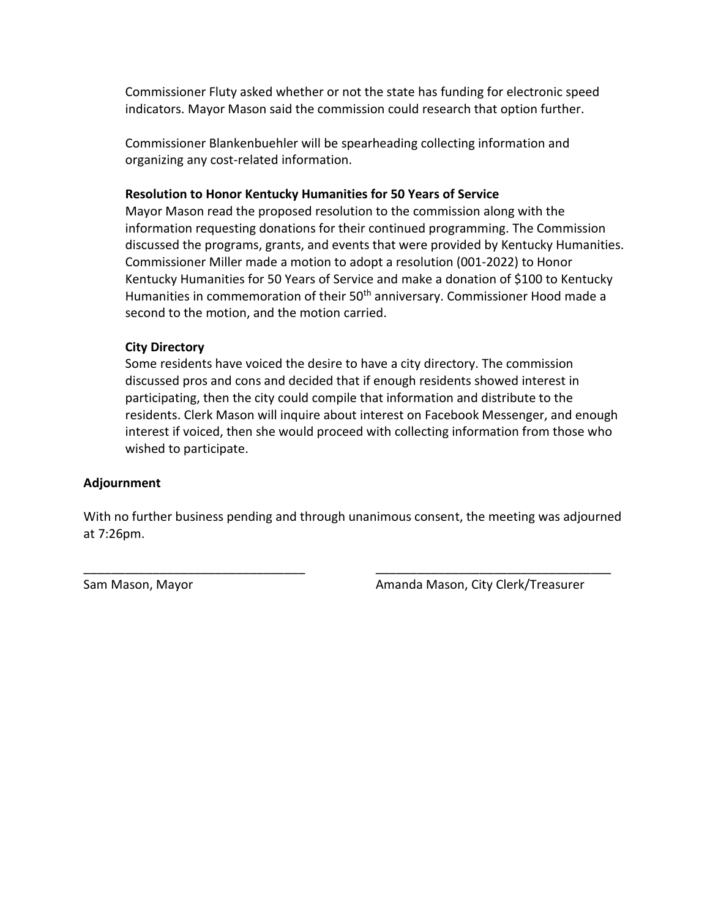Commissioner Fluty asked whether or not the state has funding for electronic speed indicators. Mayor Mason said the commission could research that option further.

Commissioner Blankenbuehler will be spearheading collecting information and organizing any cost-related information.

**Resolution to Honor Kentucky Humanities for 50 Years of Service**

Mayor Mason read the proposed resolution to the commission along with the information requesting donations for their continued programming. The Commission discussed the programs, grants, and events that were provided by Kentucky Humanities. Commissioner Miller made a motion to adopt a resolution (001-2022) to Honor Kentucky Humanities for 50 Years of Service and make a donation of $100 to Kentucky Humanities in commemoration of their 50th anniversary. Commissioner Hood made a second to the motion, and the motion carried.

**City Directory**

Some residents have voiced the desire to have a city directory. The commission discussed pros and cons and decided that if enough residents showed interest in participating, then the city could compile that information and distribute to the residents. Clerk Mason will inquire about interest on Facebook Messenger, and enough interest if voiced, then she would proceed with collecting information from those who wished to participate.

## Adjournment

With no further business pending and through unanimous consent, the meeting was adjourned at 7:26pm.

\_\_\_\_\_\_\_\_\_\_\_\_\_\_\_\_\_\_\_\_\_\_\_\_\_\_\_\_\_\_\_\_
Sam Mason, Mayor

\_\_\_\_\_\_\_\_\_\_\_\_\_\_\_\_\_\_\_\_\_\_\_\_\_\_\_\_\_\_\_\_
Amanda Mason, City Clerk/Treasurer